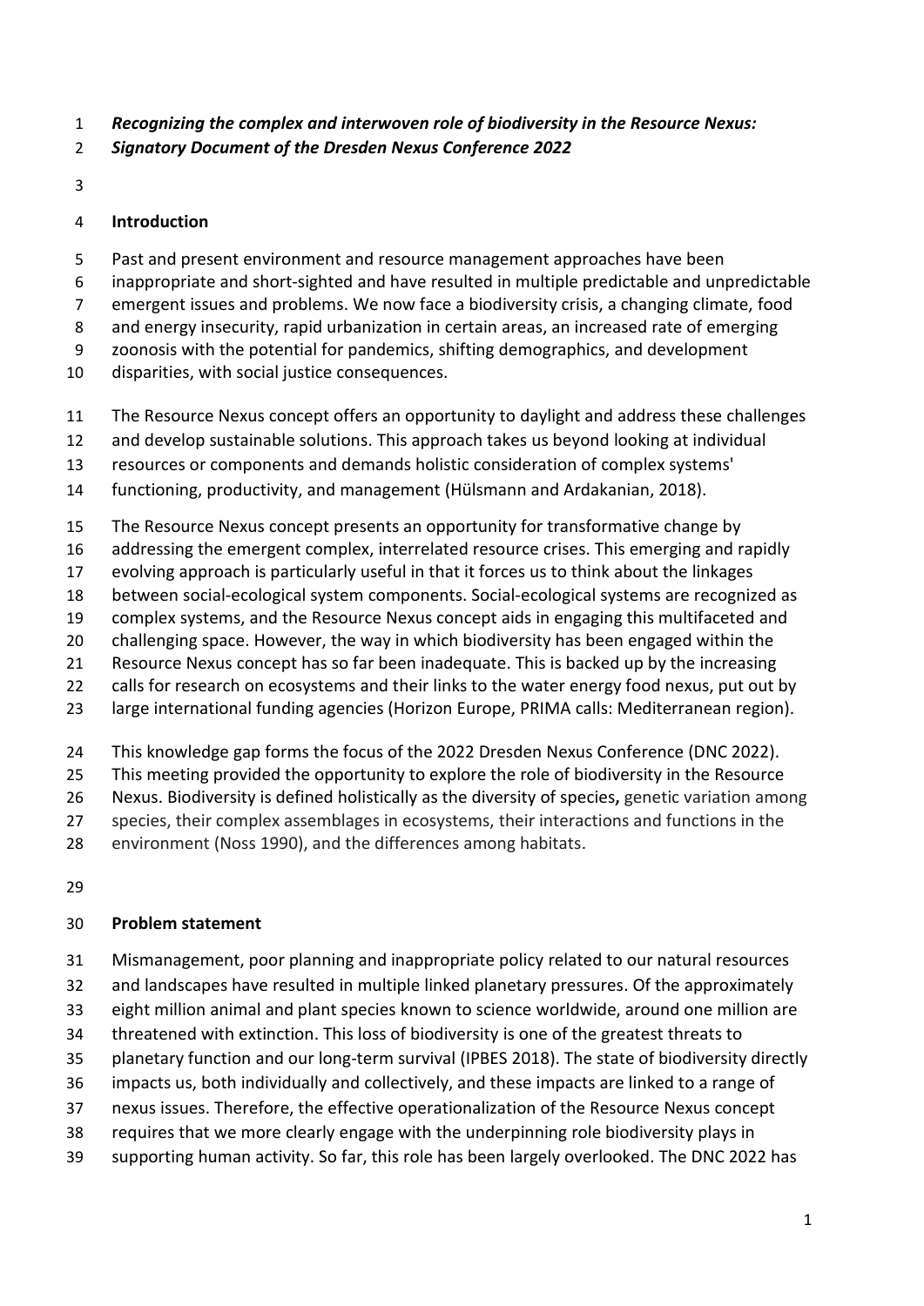***Recognizing the complex and interwoven role of biodiversity in the Resource Nexus: Signatory Document of the Dresden Nexus Conference 2022***

## Introduction

Past and present environment and resource management approaches have been inappropriate and short-sighted and have resulted in multiple predictable and unpredictable emergent issues and problems. We now face a biodiversity crisis, a changing climate, food and energy insecurity, rapid urbanization in certain areas, an increased rate of emerging zoonosis with the potential for pandemics, shifting demographics, and development disparities, with social justice consequences.

The Resource Nexus concept offers an opportunity to daylight and address these challenges and develop sustainable solutions. This approach takes us beyond looking at individual resources or components and demands holistic consideration of complex systems' functioning, productivity, and management (Hülsmann and Ardakanian, 2018).

The Resource Nexus concept presents an opportunity for transformative change by addressing the emergent complex, interrelated resource crises. This emerging and rapidly evolving approach is particularly useful in that it forces us to think about the linkages between social-ecological system components. Social-ecological systems are recognized as complex systems, and the Resource Nexus concept aids in engaging this multifaceted and challenging space. However, the way in which biodiversity has been engaged within the Resource Nexus concept has so far been inadequate. This is backed up by the increasing calls for research on ecosystems and their links to the water energy food nexus, put out by large international funding agencies (Horizon Europe, PRIMA calls: Mediterranean region).

This knowledge gap forms the focus of the 2022 Dresden Nexus Conference (DNC 2022). This meeting provided the opportunity to explore the role of biodiversity in the Resource Nexus. Biodiversity is defined holistically as the diversity of species**,** genetic variation among species, their complex assemblages in ecosystems, their interactions and functions in the environment (Noss 1990), and the differences among habitats.

## Problem statement

Mismanagement, poor planning and inappropriate policy related to our natural resources and landscapes have resulted in multiple linked planetary pressures. Of the approximately eight million animal and plant species known to science worldwide, around one million are threatened with extinction. This loss of biodiversity is one of the greatest threats to planetary function and our long-term survival (IPBES 2018). The state of biodiversity directly impacts us, both individually and collectively, and these impacts are linked to a range of nexus issues. Therefore, the effective operationalization of the Resource Nexus concept requires that we more clearly engage with the underpinning role biodiversity plays in supporting human activity. So far, this role has been largely overlooked. The DNC 2022 has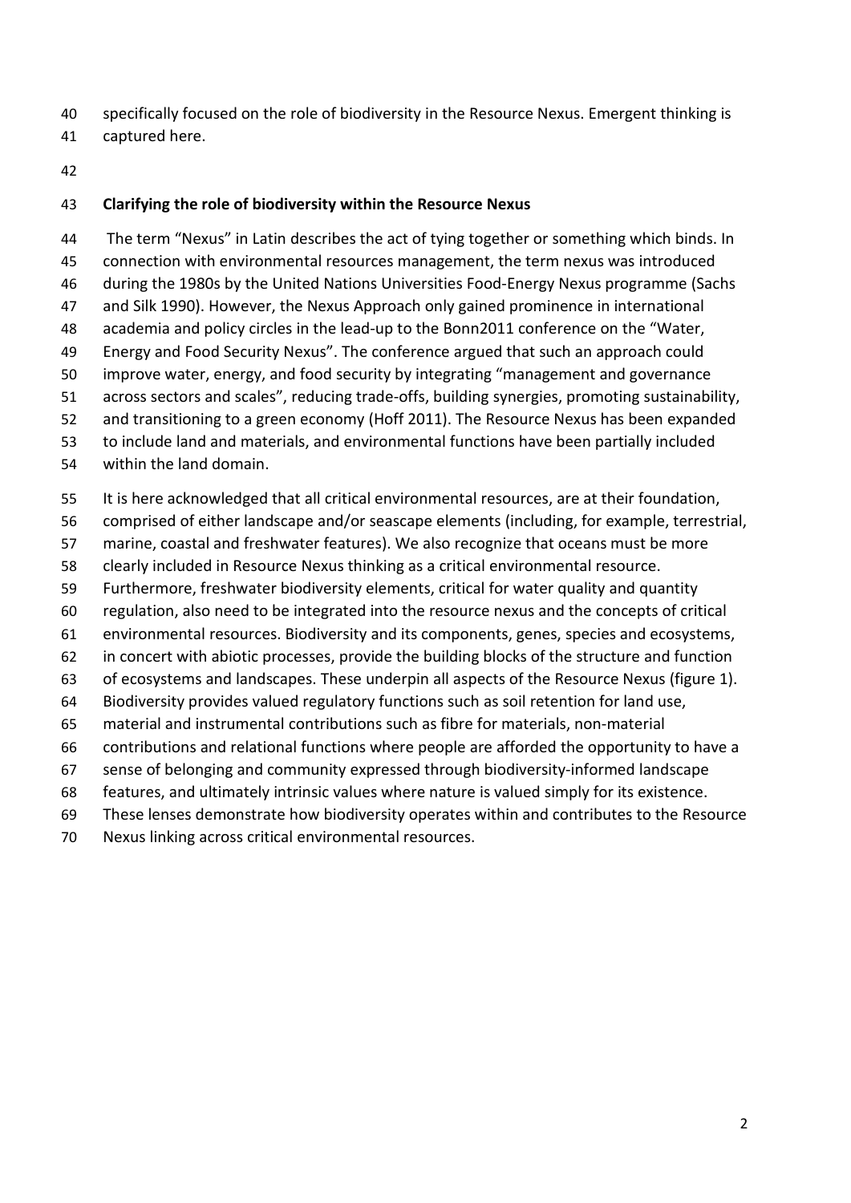specifically focused on the role of biodiversity in the Resource Nexus. Emergent thinking is captured here.

## Clarifying the role of biodiversity within the Resource Nexus

The term "Nexus" in Latin describes the act of tying together or something which binds. In connection with environmental resources management, the term nexus was introduced during the 1980s by the United Nations Universities Food-Energy Nexus programme (Sachs and Silk 1990). However, the Nexus Approach only gained prominence in international academia and policy circles in the lead-up to the Bonn2011 conference on the "Water, Energy and Food Security Nexus". The conference argued that such an approach could improve water, energy, and food security by integrating "management and governance across sectors and scales", reducing trade-offs, building synergies, promoting sustainability, and transitioning to a green economy (Hoff 2011). The Resource Nexus has been expanded to include land and materials, and environmental functions have been partially included within the land domain.

It is here acknowledged that all critical environmental resources, are at their foundation, comprised of either landscape and/or seascape elements (including, for example, terrestrial, marine, coastal and freshwater features). We also recognize that oceans must be more clearly included in Resource Nexus thinking as a critical environmental resource. Furthermore, freshwater biodiversity elements, critical for water quality and quantity regulation, also need to be integrated into the resource nexus and the concepts of critical environmental resources. Biodiversity and its components, genes, species and ecosystems, in concert with abiotic processes, provide the building blocks of the structure and function of ecosystems and landscapes. These underpin all aspects of the Resource Nexus (figure 1). Biodiversity provides valued regulatory functions such as soil retention for land use, material and instrumental contributions such as fibre for materials, non-material contributions and relational functions where people are afforded the opportunity to have a sense of belonging and community expressed through biodiversity-informed landscape features, and ultimately intrinsic values where nature is valued simply for its existence. These lenses demonstrate how biodiversity operates within and contributes to the Resource Nexus linking across critical environmental resources.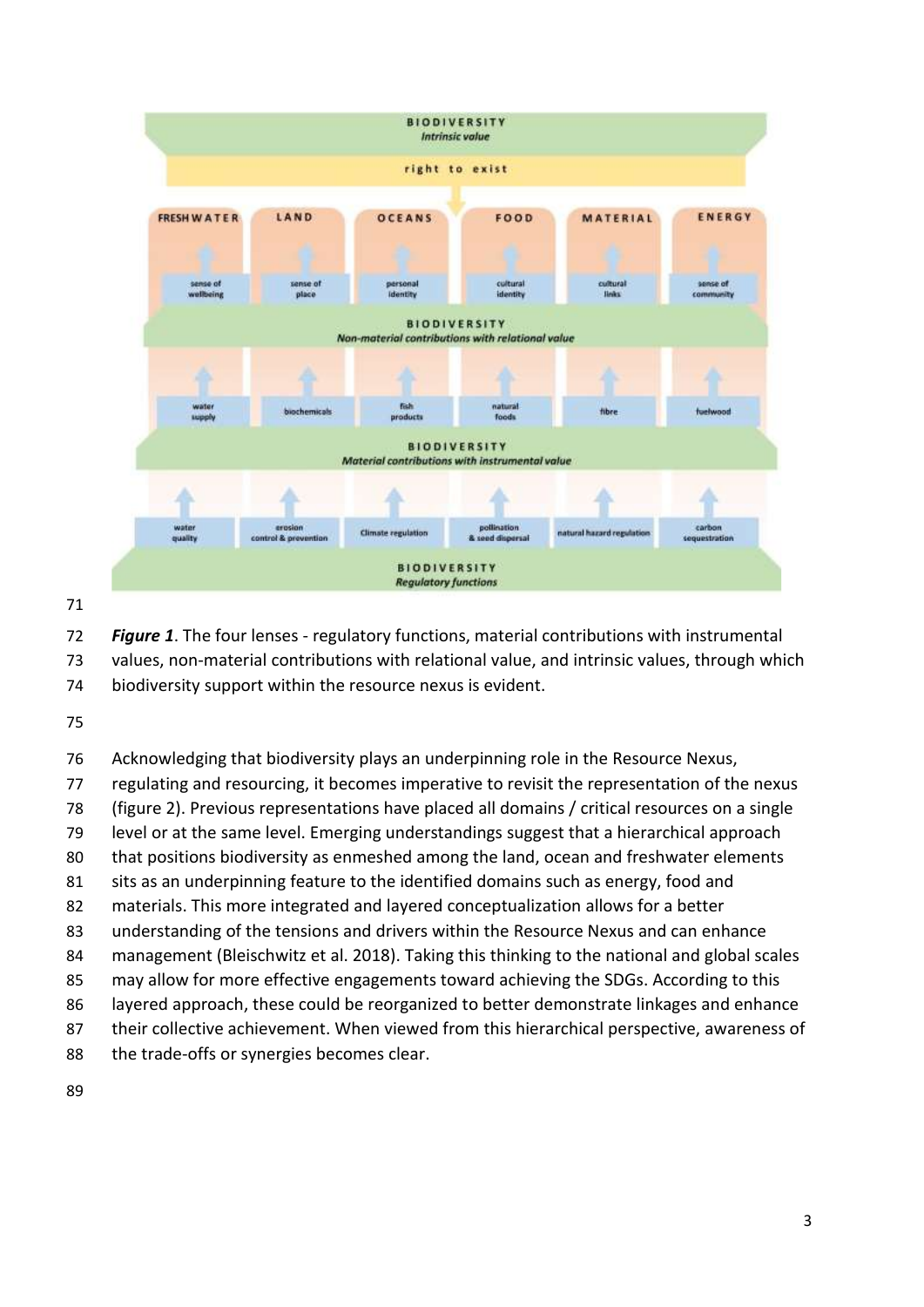*Figure 1*. The four lenses - regulatory functions, material contributions with instrumental values, non-material contributions with relational value, and intrinsic values, through which biodiversity support within the resource nexus is evident.

Acknowledging that biodiversity plays an underpinning role in the Resource Nexus, regulating and resourcing, it becomes imperative to revisit the representation of the nexus (figure 2). Previous representations have placed all domains / critical resources on a single level or at the same level. Emerging understandings suggest that a hierarchical approach that positions biodiversity as enmeshed among the land, ocean and freshwater elements sits as an underpinning feature to the identified domains such as energy, food and materials. This more integrated and layered conceptualization allows for a better understanding of the tensions and drivers within the Resource Nexus and can enhance management (Bleischwitz et al. 2018). Taking this thinking to the national and global scales may allow for more effective engagements toward achieving the SDGs. According to this layered approach, these could be reorganized to better demonstrate linkages and enhance their collective achievement. When viewed from this hierarchical perspective, awareness of the trade-offs or synergies becomes clear.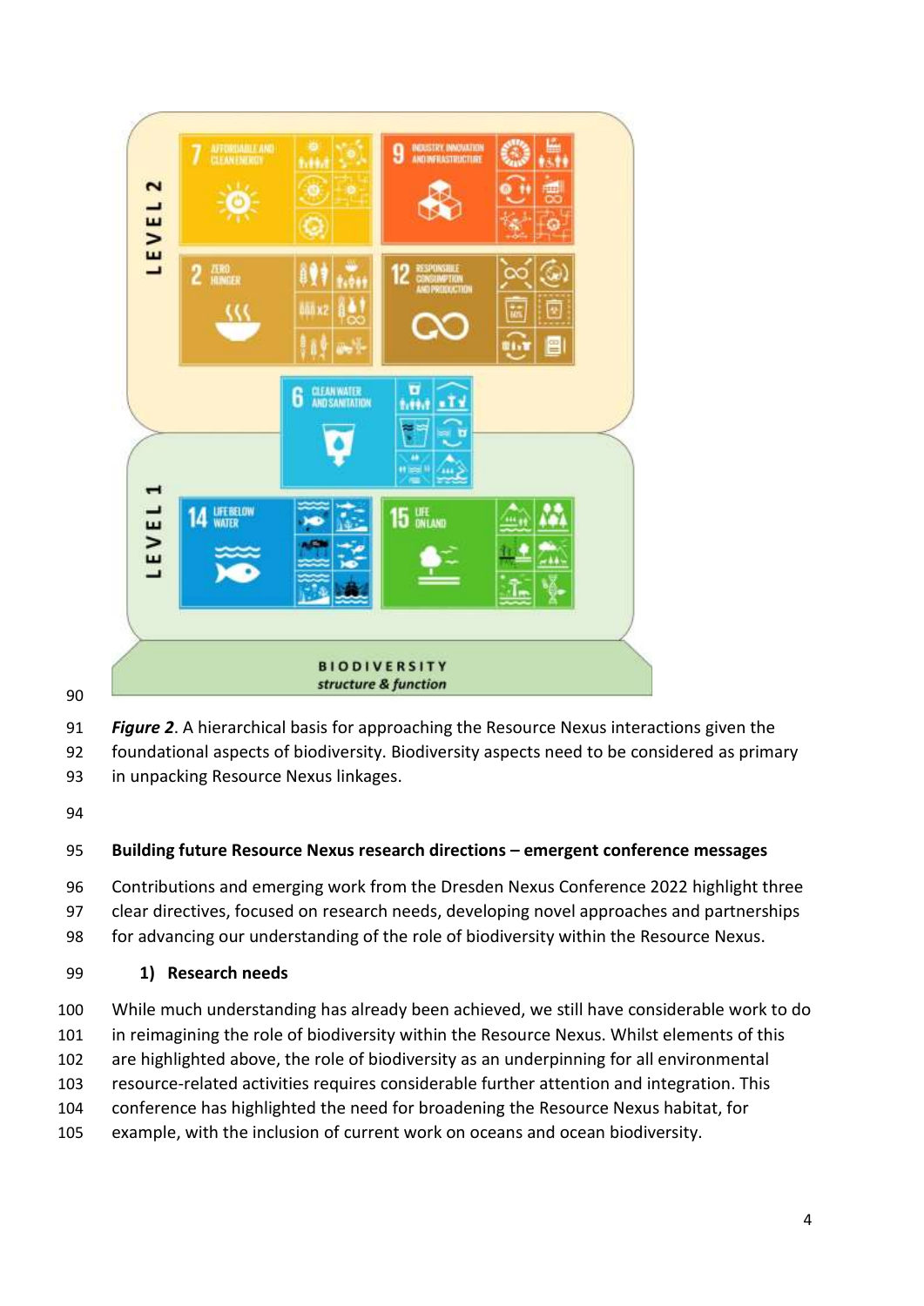*Figure 2*. A hierarchical basis for approaching the Resource Nexus interactions given the foundational aspects of biodiversity. Biodiversity aspects need to be considered as primary in unpacking Resource Nexus linkages.

## Building future Resource Nexus research directions – emergent conference messages

Contributions and emerging work from the Dresden Nexus Conference 2022 highlight three clear directives, focused on research needs, developing novel approaches and partnerships for advancing our understanding of the role of biodiversity within the Resource Nexus.

### 1) Research needs

While much understanding has already been achieved, we still have considerable work to do in reimagining the role of biodiversity within the Resource Nexus. Whilst elements of this are highlighted above, the role of biodiversity as an underpinning for all environmental resource-related activities requires considerable further attention and integration. This conference has highlighted the need for broadening the Resource Nexus habitat, for example, with the inclusion of current work on oceans and ocean biodiversity.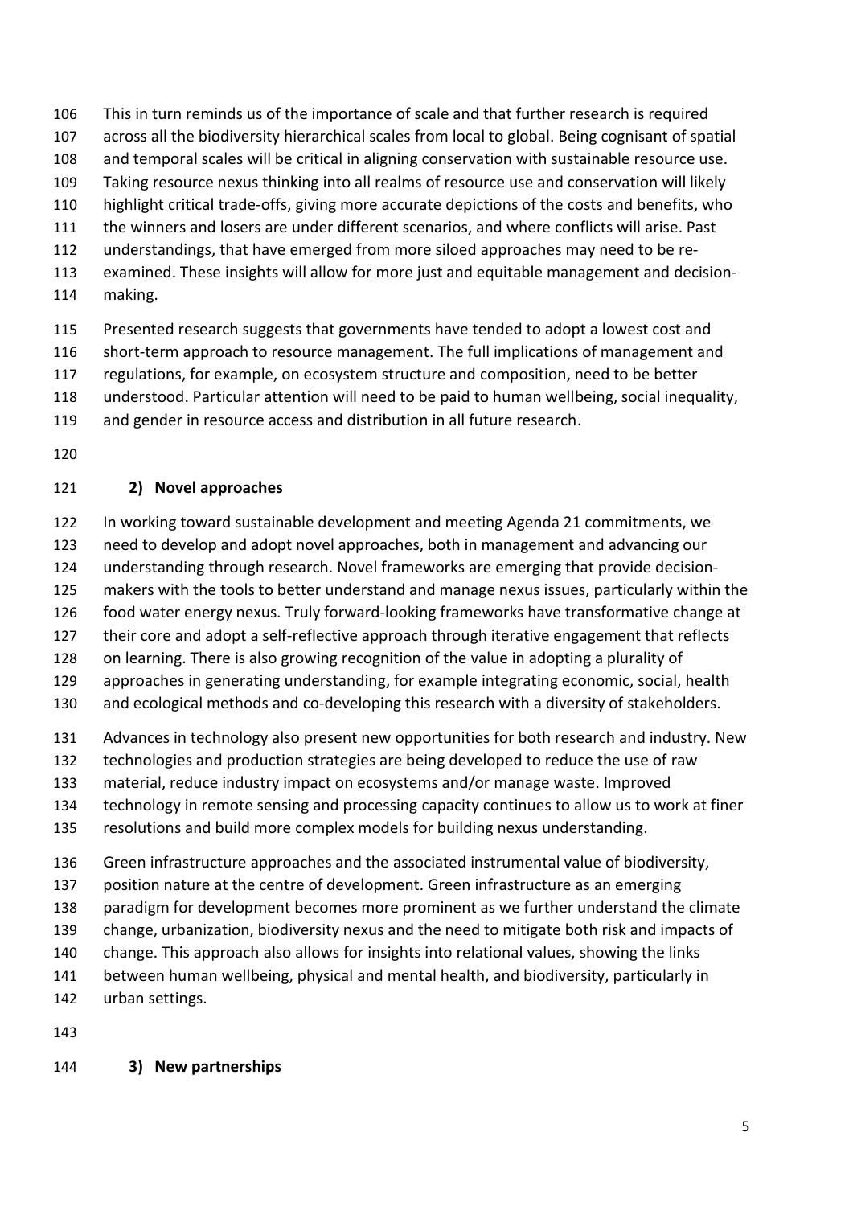This in turn reminds us of the importance of scale and that further research is required across all the biodiversity hierarchical scales from local to global. Being cognisant of spatial and temporal scales will be critical in aligning conservation with sustainable resource use. Taking resource nexus thinking into all realms of resource use and conservation will likely highlight critical trade-offs, giving more accurate depictions of the costs and benefits, who the winners and losers are under different scenarios, and where conflicts will arise. Past understandings, that have emerged from more siloed approaches may need to be re-examined. These insights will allow for more just and equitable management and decision-making.

Presented research suggests that governments have tended to adopt a lowest cost and short-term approach to resource management. The full implications of management and regulations, for example, on ecosystem structure and composition, need to be better understood. Particular attention will need to be paid to human wellbeing, social inequality, and gender in resource access and distribution in all future research.

## 2) Novel approaches

In working toward sustainable development and meeting Agenda 21 commitments, we need to develop and adopt novel approaches, both in management and advancing our understanding through research. Novel frameworks are emerging that provide decision-makers with the tools to better understand and manage nexus issues, particularly within the food water energy nexus. Truly forward-looking frameworks have transformative change at their core and adopt a self-reflective approach through iterative engagement that reflects on learning. There is also growing recognition of the value in adopting a plurality of approaches in generating understanding, for example integrating economic, social, health and ecological methods and co-developing this research with a diversity of stakeholders.

Advances in technology also present new opportunities for both research and industry. New technologies and production strategies are being developed to reduce the use of raw material, reduce industry impact on ecosystems and/or manage waste. Improved technology in remote sensing and processing capacity continues to allow us to work at finer resolutions and build more complex models for building nexus understanding.

Green infrastructure approaches and the associated instrumental value of biodiversity, position nature at the centre of development. Green infrastructure as an emerging paradigm for development becomes more prominent as we further understand the climate change, urbanization, biodiversity nexus and the need to mitigate both risk and impacts of change. This approach also allows for insights into relational values, showing the links between human wellbeing, physical and mental health, and biodiversity, particularly in urban settings.

## 3) New partnerships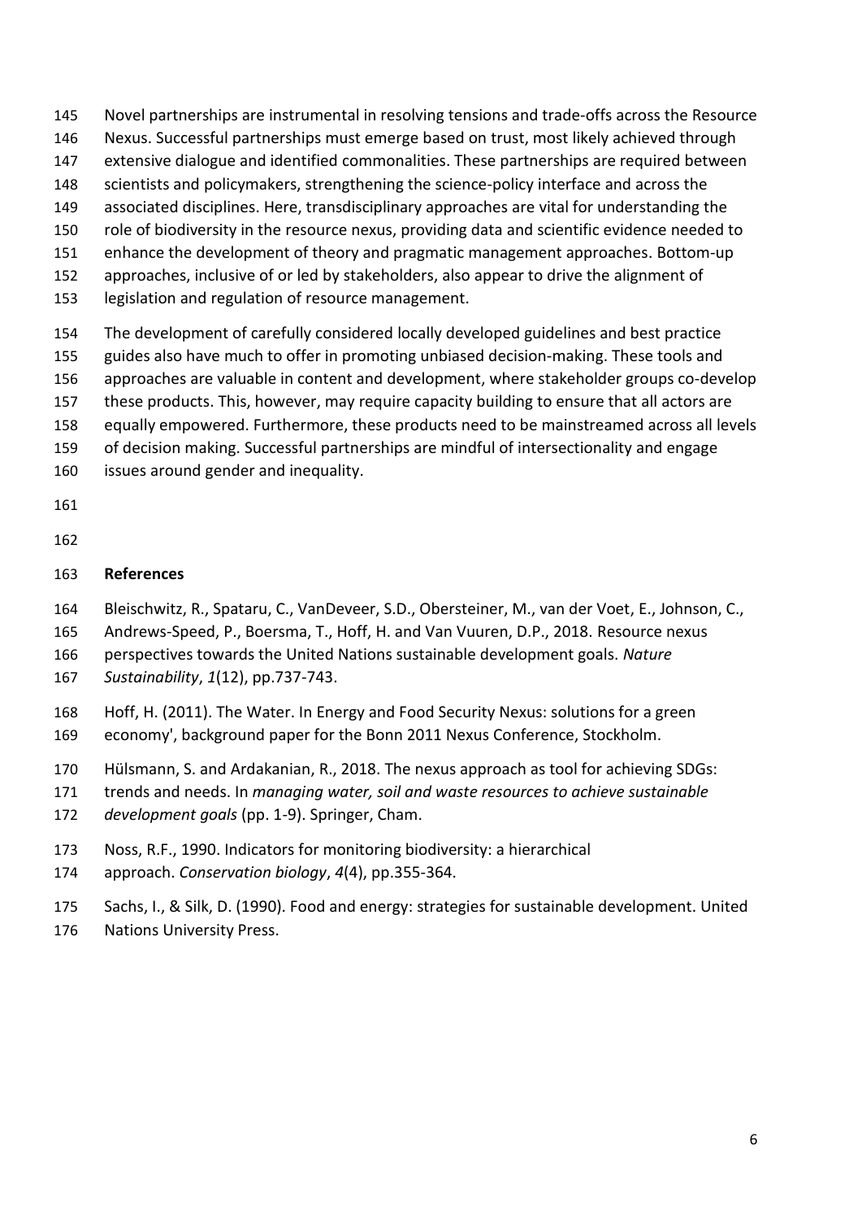Novel partnerships are instrumental in resolving tensions and trade-offs across the Resource Nexus. Successful partnerships must emerge based on trust, most likely achieved through extensive dialogue and identified commonalities. These partnerships are required between scientists and policymakers, strengthening the science-policy interface and across the associated disciplines. Here, transdisciplinary approaches are vital for understanding the role of biodiversity in the resource nexus, providing data and scientific evidence needed to enhance the development of theory and pragmatic management approaches. Bottom-up approaches, inclusive of or led by stakeholders, also appear to drive the alignment of legislation and regulation of resource management.

The development of carefully considered locally developed guidelines and best practice guides also have much to offer in promoting unbiased decision-making. These tools and approaches are valuable in content and development, where stakeholder groups co-develop these products. This, however, may require capacity building to ensure that all actors are equally empowered. Furthermore, these products need to be mainstreamed across all levels of decision making. Successful partnerships are mindful of intersectionality and engage issues around gender and inequality.

## References

Bleischwitz, R., Spataru, C., VanDeveer, S.D., Obersteiner, M., van der Voet, E., Johnson, C., Andrews-Speed, P., Boersma, T., Hoff, H. and Van Vuuren, D.P., 2018. Resource nexus perspectives towards the United Nations sustainable development goals. *Nature Sustainability*, *1*(12), pp.737-743.

Hoff, H. (2011). The Water. In Energy and Food Security Nexus: solutions for a green economy', background paper for the Bonn 2011 Nexus Conference, Stockholm.

Hülsmann, S. and Ardakanian, R., 2018. The nexus approach as tool for achieving SDGs: trends and needs. In *managing water, soil and waste resources to achieve sustainable development goals* (pp. 1-9). Springer, Cham.

Noss, R.F., 1990. Indicators for monitoring biodiversity: a hierarchical approach. *Conservation biology*, *4*(4), pp.355-364.

Sachs, I., & Silk, D. (1990). Food and energy: strategies for sustainable development. United Nations University Press.